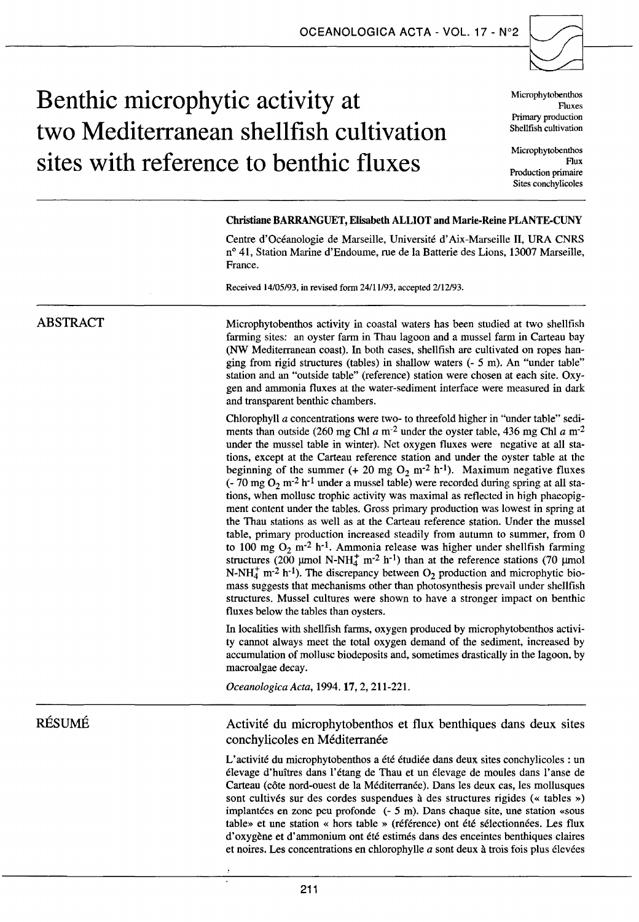# Benthic microphytic activity at two Mediterranean shellfish cultivation sites with reference to benthic fluxes

Microphytobenthos
Fluxes
Primary production
Shellfish cultivation

Microphytobenthos
Flux
Production primaire
Sites conchylicoles

**Christiane BARRANGUET, Elisabeth ALLIOT and Marie-Reine PLANTE-CUNY**

Centre d'Océanologie de Marseille, Université d'Aix-Marseille II, URA CNRS n° 41, Station Marine d'Endoume, rue de la Batterie des Lions, 13007 Marseille, France.

Received 14/05/93, in revised form 24/11/93, accepted 2/12/93.

## ABSTRACT

Microphytobenthos activity in coastal waters has been studied at two shellfish farming sites: an oyster farm in Thau lagoon and a mussel farm in Carteau bay (NW Mediterranean coast). In both cases, shellfish are cultivated on ropes hanging from rigid structures (tables) in shallow waters (- 5 m). An "under table" station and an "outside table" (reference) station were chosen at each site. Oxygen and ammonia fluxes at the water-sediment interface were measured in dark and transparent benthic chambers.

Chlorophyll *a* concentrations were two- to threefold higher in "under table" sediments than outside (260 mg Chl *a* $m^{-2}$ under the oyster table, 436 mg Chl *a* $m^{-2}$ under the mussel table in winter). Net oxygen fluxes were negative at all stations, except at the Carteau reference station and under the oyster table at the beginning of the summer (+ 20 mg $O_2$ $m^{-2}$ $h^{-1}$). Maximum negative fluxes (- 70 mg $O_2$ $m^{-2}$ $h^{-1}$ under a mussel table) were recorded during spring at all stations, when mollusc trophic activity was maximal as reflected in high phaeopigment content under the tables. Gross primary production was lowest in spring at the Thau stations as well as at the Carteau reference station. Under the mussel table, primary production increased steadily from autumn to summer, from 0 to 100 mg $O_2$ $m^{-2}$ $h^{-1}$. Ammonia release was higher under shellfish farming structures (200 µmol N-$NH_4^+$ $m^{-2}$ $h^{-1}$) than at the reference stations (70 µmol N-$NH_4^+$ $m^{-2}$ $h^{-1}$). The discrepancy between $O_2$ production and microphytic biomass suggests that mechanisms other than photosynthesis prevail under shellfish structures. Mussel cultures were shown to have a stronger impact on benthic fluxes below the tables than oysters.

In localities with shellfish farms, oxygen produced by microphytobenthos activity cannot always meet the total oxygen demand of the sediment, increased by accumulation of mollusc biodeposits and, sometimes drastically in the lagoon, by macroalgae decay.

*Oceanologica Acta*, 1994. **17**, 2, 211-221.

## RÉSUMÉ

### Activité du microphytobenthos et flux benthiques dans deux sites conchylicoles en Méditerranée

L'activité du microphytobenthos a été étudiée dans deux sites conchylicoles : un élevage d'huîtres dans l'étang de Thau et un élevage de moules dans l'anse de Carteau (côte nord-ouest de la Méditerranée). Dans les deux cas, les mollusques sont cultivés sur des cordes suspendues à des structures rigides (« tables ») implantées en zone peu profonde (- 5 m). Dans chaque site, une station «sous table» et une station « hors table » (référence) ont été sélectionnées. Les flux d'oxygène et d'ammonium ont été estimés dans des enceintes benthiques claires et noires. Les concentrations en chlorophylle *a* sont deux à trois fois plus élevées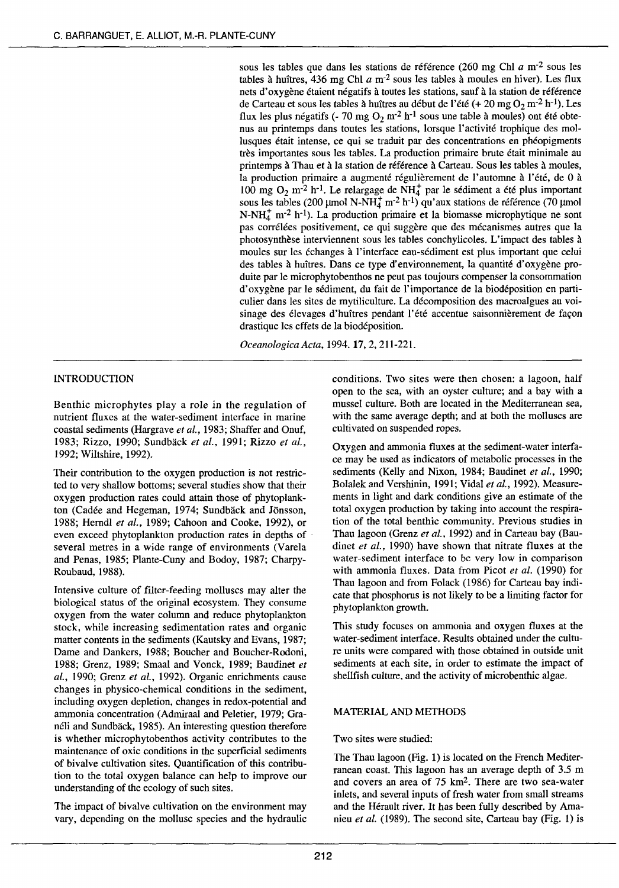sous les tables que dans les stations de référence (260 mg Chl *a* $m^{-2}$ sous les tables à huîtres, 436 mg Chl *a* $m^{-2}$ sous les tables à moules en hiver). Les flux nets d'oxygène étaient négatifs à toutes les stations, sauf à la station de référence de Carteau et sous les tables à huîtres au début de l'été (+ 20 mg $O_2$ $m^{-2}$ $h^{-1}$). Les flux les plus négatifs (- 70 mg $O_2$ $m^{-2}$ $h^{-1}$ sous une table à moules) ont été obtenus au printemps dans toutes les stations, lorsque l'activité trophique des mollusques était intense, ce qui se traduit par des concentrations en phéopigments très importantes sous les tables. La production primaire brute était minimale au printemps à Thau et à la station de référence à Carteau. Sous les tables à moules, la production primaire a augmenté régulièrement de l'automne à l'été, de 0 à 100 mg $O_2$ $m^{-2}$ $h^{-1}$. Le relargage de $NH_4^+$ par le sédiment a été plus important sous les tables (200 µmol N-$NH_4^+$ $m^{-2}$ $h^{-1}$) qu'aux stations de référence (70 µmol N-$NH_4^+$ $m^{-2}$ $h^{-1}$). La production primaire et la biomasse microphytique ne sont pas corrélées positivement, ce qui suggère que des mécanismes autres que la photosynthèse interviennent sous les tables conchylicoles. L'impact des tables à moules sur les échanges à l'interface eau-sédiment est plus important que celui des tables à huîtres. Dans ce type d'environnement, la quantité d'oxygène produite par le microphytobenthos ne peut pas toujours compenser la consommation d'oxygène par le sédiment, du fait de l'importance de la biodéposition en particulier dans les sites de mytiliculture. La décomposition des macroalgues au voisinage des élevages d'huîtres pendant l'été accentue saisonnièrement de façon drastique les effets de la biodéposition.

*Oceanologica Acta*, 1994. **17**, 2, 211-221.

## INTRODUCTION

Benthic microphytes play a role in the regulation of nutrient fluxes at the water-sediment interface in marine coastal sediments (Hargrave *et al.*, 1983; Shaffer and Onuf, 1983; Rizzo, 1990; Sundbäck *et al.*, 1991; Rizzo *et al.*, 1992; Wiltshire, 1992).

Their contribution to the oxygen production is not restricted to very shallow bottoms; several studies show that their oxygen production rates could attain those of phytoplankton (Cadée and Hegeman, 1974; Sundbäck and Jönsson, 1988; Herndl *et al.*, 1989; Cahoon and Cooke, 1992), or even exceed phytoplankton production rates in depths of several metres in a wide range of environments (Varela and Penas, 1985; Plante-Cuny and Bodoy, 1987; Charpy-Roubaud, 1988).

Intensive culture of filter-feeding molluscs may alter the biological status of the original ecosystem. They consume oxygen from the water column and reduce phytoplankton stock, while increasing sedimentation rates and organic matter contents in the sediments (Kautsky and Evans, 1987; Dame and Dankers, 1988; Boucher and Boucher-Rodoni, 1988; Grenz, 1989; Smaal and Vonck, 1989; Baudinet *et al.*, 1990; Grenz *et al.*, 1992). Organic enrichments cause changes in physico-chemical conditions in the sediment, including oxygen depletion, changes in redox-potential and ammonia concentration (Admiraal and Peletier, 1979; Granéli and Sundbäck, 1985). An interesting question therefore is whether microphytobenthos activity contributes to the maintenance of oxic conditions in the superficial sediments of bivalve cultivation sites. Quantification of this contribution to the total oxygen balance can help to improve our understanding of the ecology of such sites.

The impact of bivalve cultivation on the environment may vary, depending on the mollusc species and the hydraulic conditions. Two sites were then chosen: a lagoon, half open to the sea, with an oyster culture; and a bay with a mussel culture. Both are located in the Mediterranean sea, with the same average depth; and at both the molluscs are cultivated on suspended ropes.

Oxygen and ammonia fluxes at the sediment-water interface may be used as indicators of metabolic processes in the sediments (Kelly and Nixon, 1984; Baudinet *et al.*, 1990; Bolalek and Vershinin, 1991; Vidal *et al.*, 1992). Measurements in light and dark conditions give an estimate of the total oxygen production by taking into account the respiration of the total benthic community. Previous studies in Thau lagoon (Grenz *et al.*, 1992) and in Carteau bay (Baudinet *et al.*, 1990) have shown that nitrate fluxes at the water-sediment interface to be very low in comparison with ammonia fluxes. Data from Picot *et al.* (1990) for Thau lagoon and from Folack (1986) for Carteau bay indicate that phosphorus is not likely to be a limiting factor for phytoplankton growth.

This study focuses on ammonia and oxygen fluxes at the water-sediment interface. Results obtained under the culture units were compared with those obtained in outside unit sediments at each site, in order to estimate the impact of shellfish culture, and the activity of microbenthic algae.

## MATERIAL AND METHODS

Two sites were studied:

The Thau lagoon (Fig. 1) is located on the French Mediterranean coast. This lagoon has an average depth of 3.5 m and covers an area of 75 $km^2$. There are two sea-water inlets, and several inputs of fresh water from small streams and the Hérault river. It has been fully described by Amanieu *et al.* (1989). The second site, Carteau bay (Fig. 1) is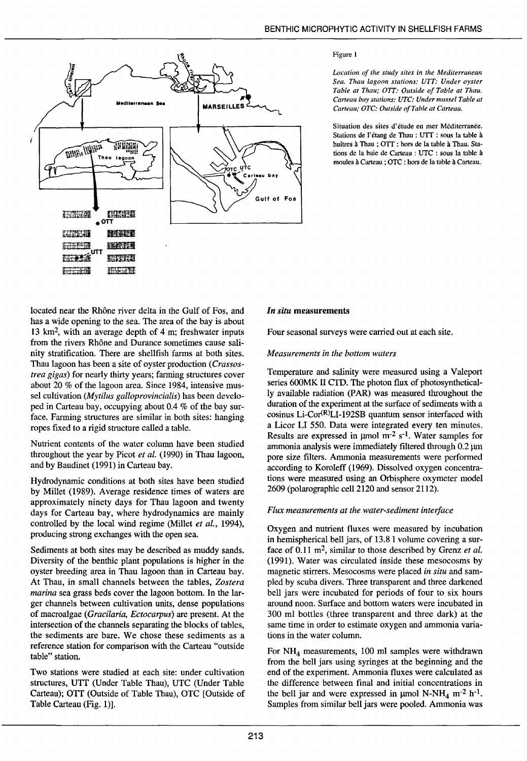Figure 1

*Location of the study sites in the Mediterranean Sea. Thau lagoon stations: UTT: Under oyster Table at Thau; OTT: Outside of Table at Thau. Carteau bay stations: UTC: Under mussel Table at Carteau; OTC: Outside of Table at Carteau.*

Situation des sites d'étude en mer Méditerranée. Stations de l'étang de Thau : UTT : sous la table à huîtres à Thau ; OTT : hors de la table à Thau. Stations de la baie de Carteau : UTC : sous la table à moules à Carteau ; OTC : hors de la table à Carteau.

located near the Rhône river delta in the Gulf of Fos, and has a wide opening to the sea. The area of the bay is about 13 $km^2$, with an average depth of 4 m; freshwater inputs from the rivers Rhône and Durance sometimes cause salinity stratification. There are shellfish farms at both sites. Thau lagoon has been a site of oyster production (*Crassostrea gigas*) for nearly thirty years; farming structures cover about 20 % of the lagoon area. Since 1984, intensive mussel cultivation (*Mytilus galloprovincialis*) has been developed in Carteau bay, occupying about 0.4 % of the bay surface. Farming structures are similar in both sites: hanging ropes fixed to a rigid structure called a table.

Nutrient contents of the water column have been studied throughout the year by Picot *et al.* (1990) in Thau lagoon, and by Baudinet (1991) in Carteau bay.

Hydrodynamic conditions at both sites have been studied by Millet (1989). Average residence times of waters are approximately ninety days for Thau lagoon and twenty days for Carteau bay, where hydrodynamics are mainly controlled by the local wind regime (Millet *et al.*, 1994), producing strong exchanges with the open sea.

Sediments at both sites may be described as muddy sands. Diversity of the benthic plant populations is higher in the oyster breeding area in Thau lagoon than in Carteau bay. At Thau, in small channels between the tables, *Zostera marina* sea grass beds cover the lagoon bottom. In the larger channels between cultivation units, dense populations of macroalgae (*Gracilaria, Ectocarpus*) are present. At the intersection of the channels separating the blocks of tables, the sediments are bare. We chose these sediments as a reference station for comparison with the Carteau "outside table" station.

Two stations were studied at each site: under cultivation structures, UTT (Under Table Thau), UTC (Under Table Carteau); OTT (Outside of Table Thau), OTC [Outside of Table Carteau (Fig. 1)].

### *In situ* measurements

Four seasonal surveys were carried out at each site.

#### *Measurements in the bottom waters*

Temperature and salinity were measured using a Valeport series 600MK II CTD. The photon flux of photosynthetically available radiation (PAR) was measured throughout the duration of the experiment at the surface of sediments with a cosinus Li-Cor(R)LI-192SB quantum sensor interfaced with a Licor LI 550. Data were integrated every ten minutes. Results are expressed in µmol $m^{-2}$ $s^{-1}$. Water samples for ammonia analysis were immediately filtered through 0.2 µm pore size filters. Ammonia measurements were performed according to Koroleff (1969). Dissolved oxygen concentrations were measured using an Orbisphere oxymeter model 2609 (polarographic cell 2120 and sensor 2112).

#### *Flux measurements at the water-sediment interface*

Oxygen and nutrient fluxes were measured by incubation in hemispherical bell jars, of 13.8 l volume covering a surface of 0.11 $m^2$, similar to those described by Grenz *et al.* (1991). Water was circulated inside these mesocosms by magnetic stirrers. Mesocosms were placed *in situ* and sampled by scuba divers. Three transparent and three darkened bell jars were incubated for periods of four to six hours around noon. Surface and bottom waters were incubated in 300 ml bottles (three transparent and three dark) at the same time in order to estimate oxygen and ammonia variations in the water column.

For $NH_4$ measurements, 100 ml samples were withdrawn from the bell jars using syringes at the beginning and the end of the experiment. Ammonia fluxes were calculated as the difference between final and initial concentrations in the bell jar and were expressed in µmol N-$NH_4$ $m^{-2}$ $h^{-1}$. Samples from similar bell jars were pooled. Ammonia was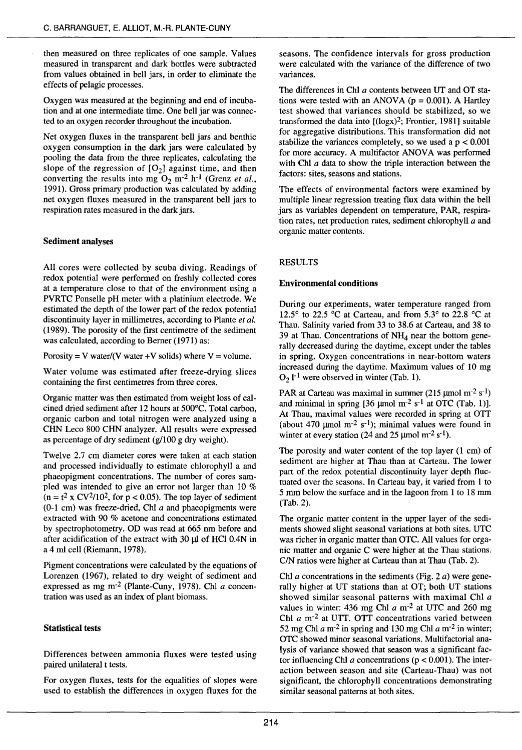then measured on three replicates of one sample. Values measured in transparent and dark bottles were subtracted from values obtained in bell jars, in order to eliminate the effects of pelagic processes.

Oxygen was measured at the beginning and end of incubation and at one intermediate time. One bell jar was connected to an oxygen recorder throughout the incubation.

Net oxygen fluxes in the transparent bell jars and benthic oxygen consumption in the dark jars were calculated by pooling the data from the three replicates, calculating the slope of the regression of $[O_2]$ against time, and then converting the results into mg $O_2$ $m^{-2}$ $h^{-1}$ (Grenz *et al.*, 1991). Gross primary production was calculated by adding net oxygen fluxes measured in the transparent bell jars to respiration rates measured in the dark jars.

### Sediment analyses

All cores were collected by scuba diving. Readings of redox potential were performed on freshly collected cores at a temperature close to that of the environment using a PVRTC Ponselle pH meter with a platinium electrode. We estimated the depth of the lower part of the redox potential discontinuity layer in millimetres, according to Plante *et al.* (1989). The porosity of the first centimetre of the sediment was calculated, according to Berner (1971) as:

Porosity = V water/(V water +V solids) where V = volume.

Water volume was estimated after freeze-drying slices containing the first centimetres from three cores.

Organic matter was then estimated from weight loss of calcined dried sediment after 12 hours at 500°C. Total carbon, organic carbon and total nitrogen were analyzed using a CHN Leco 800 CHN analyzer. All results were expressed as percentage of dry sediment (g/100 g dry weight).

Twelve 2.7 cm diameter cores were taken at each station and processed individually to estimate chlorophyll a and phaeopigment concentrations. The number of cores sampled was intended to give an error not larger than 10 % ($n = t^2 \times CV^2/10^2$, for $p < 0.05$). The top layer of sediment (0-1 cm) was freeze-dried, Chl *a* and phaeopigments were extracted with 90 % acetone and concentrations estimated by spectrophotometry. OD was read at 665 nm before and after acidification of the extract with 30 µl of HCl 0.4N in a 4 ml cell (Riemann, 1978).

Pigment concentrations were calculated by the equations of Lorenzen (1967), related to dry weight of sediment and expressed as mg $m^{-2}$ (Plante-Cuny, 1978). Chl *a* concentration was used as an index of plant biomass.

### Statistical tests

Differences between ammonia fluxes were tested using paired unilateral t tests.

For oxygen fluxes, tests for the equalities of slopes were used to establish the differences in oxygen fluxes for the seasons. The confidence intervals for gross production were calculated with the variance of the difference of two variances.

The differences in Chl *a* contents between UT and OT stations were tested with an ANOVA ($p = 0.001$). A Hartley test showed that variances should be stabilized, so we transformed the data into [$(\log x)^2$; Frontier, 1981] suitable for aggregative distributions. This transformation did not stabilize the variances completely, so we used a $p < 0.001$ for more accuracy. A multifactor ANOVA was performed with Chl *a* data to show the triple interaction between the factors: sites, seasons and stations.

The effects of environmental factors were examined by multiple linear regression treating flux data within the bell jars as variables dependent on temperature, PAR, respiration rates, net production rates, sediment chlorophyll *a* and organic matter contents.

## RESULTS

### Environmental conditions

During our experiments, water temperature ranged from 12.5° to 22.5 °C at Carteau, and from 5.3° to 22.8 °C at Thau. Salinity varied from 33 to 38.6 at Carteau, and 38 to 39 at Thau. Concentrations of $NH_4$ near the bottom generally decreased during the daytime, except under the tables in spring. Oxygen concentrations in near-bottom waters increased during the daytime. Maximum values of 10 mg $O_2$ $l^{-1}$ were observed in winter (Tab. 1).

PAR at Carteau was maximal in summer (215 µmol $m^{-2}$ $s^{-1}$) and minimal in spring [36 µmol $m^{-2}$ $s^{-1}$ at OTC (Tab. 1)]. At Thau, maximal values were recorded in spring at OTT (about 470 µmol $m^{-2}$ $s^{-1}$); minimal values were found in winter at every station (24 and 25 µmol $m^{-2}$ $s^{-1}$).

The porosity and water content of the top layer (1 cm) of sediment are higher at Thau than at Carteau. The lower part of the redox potential discontinuity layer depth fluctuated over the seasons. In Carteau bay, it varied from 1 to 5 mm below the surface and in the lagoon from 1 to 18 mm (Tab. 2).

The organic matter content in the upper layer of the sediments showed slight seasonal variations at both sites. UTC was richer in organic matter than OTC. All values for organic matter and organic C were higher at the Thau stations. C/N ratios were higher at Carteau than at Thau (Tab. 2).

Chl *a* concentrations in the sediments (Fig. 2 *a*) were generally higher at UT stations than at OT; both UT stations showed similar seasonal patterns with maximal Chl *a* values in winter: 436 mg Chl *a* $m^{-2}$ at UTC and 260 mg Chl *a* $m^{-2}$ at UTT. OTT concentrations varied between 52 mg Chl *a* $m^{-2}$ in spring and 130 mg Chl *a* $m^{-2}$ in winter; OTC showed minor seasonal variations. Multifactorial analysis of variance showed that season was a significant factor influencing Chl *a* concentrations ($p < 0.001$). The interaction between season and site (Carteau-Thau) was not significant, the chlorophyll concentrations demonstrating similar seasonal patterns at both sites.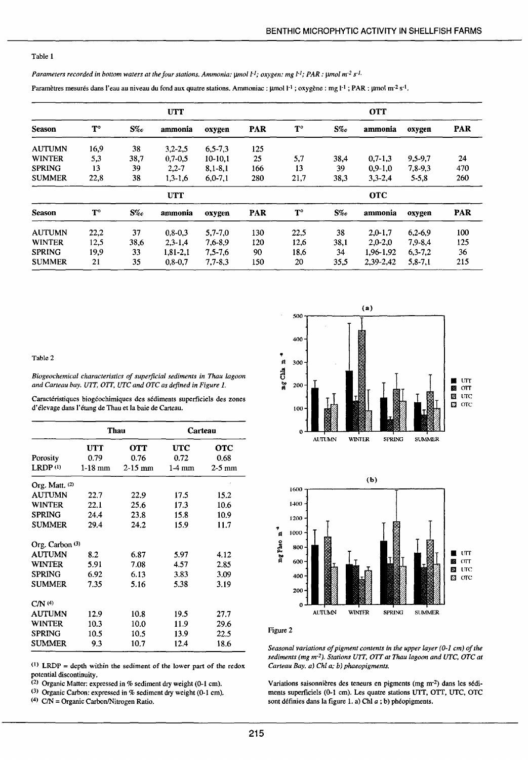Table 1

*Parameters recorded in bottom waters at the four stations. Ammonia: µmol l⁻¹; oxygen: mg l⁻¹; PAR : µmol m⁻² s⁻¹.*

Paramètres mesurés dans l'eau au niveau du fond aux quatre stations. Ammoniac : µmol l⁻¹ ; oxygène : mg l⁻¹ ; PAR : µmol m⁻² s⁻¹.

| | UTT | | | | | OTT | | | | |
|---|---|---|---|---|---|---|---|---|---|---|
| Season | T° | S‰ | ammonia | oxygen | PAR | T° | S‰ | ammonia | oxygen | PAR |
| AUTUMN | 16,9 | 38 | 3,2-2,5 | 6,5-7,3 | 125 | | | | | |
| WINTER | 5,3 | 38,7 | 0,7-0,5 | 10-10,1 | 25 | 5,7 | 38,4 | 0,7-1,3 | 9,5-9,7 | 24 |
| SPRING | 13 | 39 | 2,2-7 | 8,1-8,1 | 166 | 13 | 39 | 0,9-1,0 | 7,8-9,3 | 470 |
| SUMMER | 22,8 | 38 | 1,3-1,6 | 6,0-7,1 | 280 | 21,7 | 38,3 | 3,3-2,4 | 5-5,8 | 260 |
| | UTT | | | | | OTC | | | | |
| Season | T° | S‰ | ammonia | oxygen | PAR | T° | S‰ | ammonia | oxygen | PAR |
| AUTUMN | 22,2 | 37 | 0,8-0,3 | 5,7-7,0 | 130 | 22,5 | 38 | 2,0-1,7 | 6,2-6,9 | 100 |
| WINTER | 12,5 | 38,6 | 2,3-1,4 | 7,6-8,9 | 120 | 12,6 | 38,1 | 2,0-2,0 | 7,9-8,4 | 125 |
| SPRING | 19,9 | 33 | 1,81-2,1 | 7,5-7,6 | 90 | 18,6 | 34 | 1,96-1,92 | 6,3-7,2 | 36 |
| SUMMER | 21 | 35 | 0,8-0,7 | 7,7-8,3 | 150 | 20 | 35,5 | 2,39-2,42 | 5,8-7,1 | 215 |

Table 2

*Biogeochemical characteristics of superficial sediments in Thau lagoon and Carteau bay. UTT, OTT, UTC and OTC as defined in Figure 1.*

Caractéristiques biogéochimiques des sédiments superficiels des zones d'élevage dans l'étang de Thau et la baie de Carteau.

| | Thau | | Carteau | |
|---|---|---|---|---|
| | UTT | OTT | UTC | OTC |
| Porosity | 0.79 | 0.76 | 0.72 | 0.68 |
| LRDP [1] | 1-18 mm | 2-15 mm | 1-4 mm | 2-5 mm |
| Org. Matt. [2] | | | | |
| AUTUMN | 22.7 | 22.9 | 17.5 | 15.2 |
| WINTER | 22.1 | 25.6 | 17.3 | 10.6 |
| SPRING | 24.4 | 23.8 | 15.8 | 10.9 |
| SUMMER | 29.4 | 24.2 | 15.9 | 11.7 |
| Org. Carbon [3] | | | | |
| AUTUMN | 8.2 | 6.87 | 5.97 | 4.12 |
| WINTER | 5.91 | 7.08 | 4.57 | 2.85 |
| SPRING | 6.92 | 6.13 | 3.83 | 3.09 |
| SUMMER | 7.35 | 5.16 | 5.38 | 3.19 |
| C/N [4] | | | | |
| AUTUMN | 12.9 | 10.8 | 19.5 | 27.7 |
| WINTER | 10.3 | 10.0 | 11.9 | 29.6 |
| SPRING | 10.5 | 10.5 | 13.9 | 22.5 |
| SUMMER | 9.3 | 10.7 | 12.4 | 18.6 |

(1) LRDP = depth within the sediment of the lower part of the redox potential discontinuity.
(2) Organic Matter: expressed in % sediment dry weight (0-1 cm).
(3) Organic Carbon: expressed in % sediment dry weight (0-1 cm).
(4) C/N = Organic Carbon/Nitrogen Ratio.

Figure 2

*Seasonal variations of pigment contents in the upper layer (0-1 cm) of the sediments (mg m⁻²). Stations UTT, OTT at Thau lagoon and UTC, OTC at Carteau Bay. a) Chl a; b) phaeopigments.*

Variations saisonnières des teneurs en pigments (mg m⁻²) dans les sédiments superficiels (0-1 cm). Les quatre stations UTT, OTT, UTC, OTC sont définies dans la figure 1. a) Chl *a* ; b) phéopigments.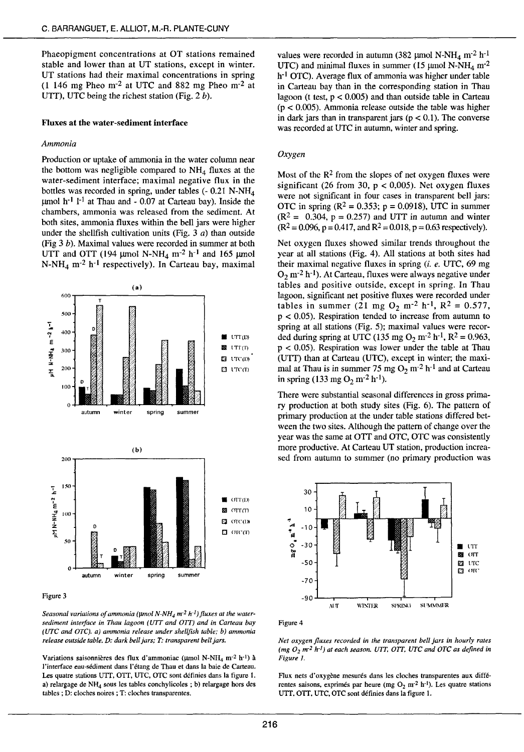Phaeopigment concentrations at OT stations remained stable and lower than at UT stations, except in winter. UT stations had their maximal concentrations in spring (1 146 mg Pheo $m^{-2}$ at UTC and 882 mg Pheo $m^{-2}$ at UTT), UTC being the richest station (Fig. 2 *b*).

### Fluxes at the water-sediment interface

#### *Ammonia*

Production or uptake of ammonia in the water column near the bottom was negligible compared to $NH_4$ fluxes at the water-sediment interface; maximal negative flux in the bottles was recorded in spring, under tables (- 0.21 $N\text{-}NH_4$ µmol $h^{-1}$ $l^{-1}$ at Thau and - 0.07 at Carteau bay). Inside the chambers, ammonia was released from the sediment. At both sites, ammonia fluxes within the bell jars were higher under the shellfish cultivation units (Fig. 3 *a*) than outside (Fig 3 *b*). Maximal values were recorded in summer at both UTT and OTT (194 µmol $N\text{-}NH_4$ $m^{-2}$ $h^{-1}$ and 165 µmol $N\text{-}NH_4$ $m^{-2}$ $h^{-1}$ respectively). In Carteau bay, maximal values were recorded in autumn (382 µmol $N\text{-}NH_4$ $m^{-2}$ $h^{-1}$ UTC) and minimal fluxes in summer (15 µmol $N\text{-}NH_4$ $m^{-2}$ $h^{-1}$ OTC). Average flux of ammonia was higher under table in Carteau bay than in the corresponding station in Thau lagoon (t test, $p < 0.005$) and than outside table in Carteau ($p < 0.005$). Ammonia release outside the table was higher in dark jars than in transparent jars ($p < 0.1$). The converse was recorded at UTC in autumn, winter and spring.

Figure 3

*Seasonal variations of ammonia (µmol $N\text{-}NH_4$ $m^{-2}$ $h^{-1}$) fluxes at the water-sediment interface in Thau lagoon (UTT and OTT) and in Carteau bay (UTC and OTC). a) ammonia release under shellfish table; b) ammonia release outside table. D: dark bell jars; T: transparent bell jars.*

Variations saisonnières des flux d'ammoniac (µmol $N\text{-}NH_4$ $m^{-2}$ $h^{-1}$) à l'interface eau-sédiment dans l'étang de Thau et dans la baie de Carteau. Les quatre stations UTT, OTT, UTC, OTC sont définies dans la figure 1. a) relargage de $NH_4$ sous les tables conchylicoles ; b) relargage hors des tables ; D: cloches noires ; T: cloches transparentes.

#### *Oxygen*

Most of the $R^2$ from the slopes of net oxygen fluxes were significant (26 from 30, $p < 0.005$). Net oxygen fluxes were not significant in four cases in transparent bell jars: OTC in spring ($R^2 = 0.353$; $p = 0.0918$), UTC in summer ($R^2 = 0.304$, $p = 0.257$) and UTT in autumn and winter ($R^2 = 0.096$, $p = 0.417$, and $R^2 = 0.018$, $p = 0.63$ respectively).

Net oxygen fluxes showed similar trends throughout the year at all stations (Fig. 4). All stations at both sites had their maximal negative fluxes in spring (*i. e.* UTC, 69 mg $O_2$ $m^{-2}$ $h^{-1}$). At Carteau, fluxes were always negative under tables and positive outside, except in spring. In Thau lagoon, significant net positive fluxes were recorded under tables in summer (21 mg $O_2$ $m^{-2}$ $h^{-1}$, $R^2 = 0.577$, $p < 0.05$). Respiration tended to increase from autumn to spring at all stations (Fig. 5); maximal values were recorded during spring at UTC (135 mg $O_2$ $m^{-2}$ $h^{-1}$, $R^2 = 0.963$, $p < 0.05$). Respiration was lower under the table at Thau (UTT) than at Carteau (UTC), except in winter; the maximal at Thau is in summer 75 mg $O_2$ $m^{-2}$ $h^{-1}$ and at Carteau in spring (133 mg $O_2$ $m^{-2}$ $h^{-1}$).

There were substantial seasonal differences in gross primary production at both study sites (Fig. 6). The pattern of primary production at the under table stations differed between the two sites. Although the pattern of change over the year was the same at OTT and OTC, OTC was consistently more productive. At Carteau UT station, production increased from autumn to summer (no primary production was

Figure 4

*Net oxygen fluxes recorded in the transparent bell jars in hourly rates (mg $O_2$ $m^{-2}$ $h^{-1}$) at each season. UTT, OTT, UTC and OTC as defined in Figure 1.*

Flux nets d'oxygène mesurés dans les cloches transparentes aux différentes saisons, exprimés par heure (mg $O_2$ $m^{-2}$ $h^{-1}$). Les quatre stations UTT, OTT, UTC, OTC sont définies dans la figure 1.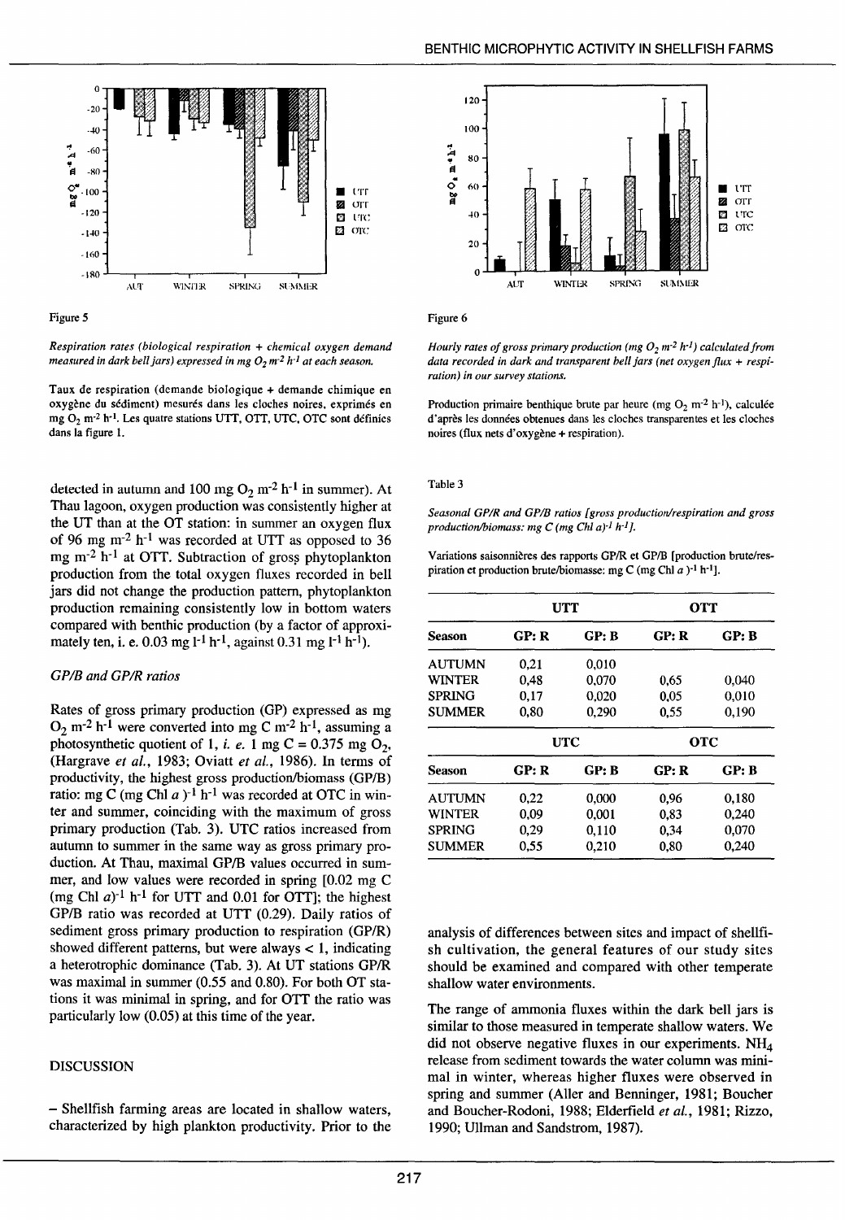Figure 5

*Respiration rates (biological respiration + chemical oxygen demand measured in dark bell jars) expressed in mg $O_2$ $m^{-2}$ $h^{-1}$ at each season.*

Taux de respiration (demande biologique + demande chimique en oxygène du sédiment) mesurés dans les cloches noires, exprimés en mg $O_2$ $m^{-2}$ $h^{-1}$. Les quatre stations UTT, OTT, UTC, OTC sont définies dans la figure 1.

Figure 6

*Hourly rates of gross primary production (mg $O_2$ $m^{-2}$ $h^{-1}$) calculated from data recorded in dark and transparent bell jars (net oxygen flux + respiration) in our survey stations.*

Production primaire benthique brute par heure (mg $O_2$ $m^{-2}$ $h^{-1}$), calculée d'après les données obtenues dans les cloches transparentes et les cloches noires (flux nets d'oxygène + respiration).

detected in autumn and 100 mg $O_2$ $m^{-2}$ $h^{-1}$ in summer). At Thau lagoon, oxygen production was consistently higher at the UT than at the OT station: in summer an oxygen flux of 96 mg $m^{-2}$ $h^{-1}$ was recorded at UTT as opposed to 36 mg $m^{-2}$ $h^{-1}$ at OTT. Subtraction of gross phytoplankton production from the total oxygen fluxes recorded in bell jars did not change the production pattern, phytoplankton production remaining consistently low in bottom waters compared with benthic production (by a factor of approximately ten, i. e. 0.03 mg $l^{-1}$ $h^{-1}$, against 0.31 mg $l^{-1}$ $h^{-1}$).

### *GP/B and GP/R ratios*

Rates of gross primary production (GP) expressed as mg $O_2$ $m^{-2}$ $h^{-1}$ were converted into mg C $m^{-2}$ $h^{-1}$, assuming a photosynthetic quotient of 1, *i. e.* 1 mg C = 0.375 mg $O_2$, (Hargrave *et al.*, 1983; Oviatt *et al.*, 1986). In terms of productivity, the highest gross production/biomass (GP/B) ratio: mg C (mg Chl *a* $)^{-1}$ $h^{-1}$ was recorded at OTC in winter and summer, coinciding with the maximum of gross primary production (Tab. 3). UTC ratios increased from autumn to summer in the same way as gross primary production. At Thau, maximal GP/B values occurred in summer, and low values were recorded in spring [0.02 mg C (mg Chl *a*$)^{-1}$ $h^{-1}$ for UTT and 0.01 for OTT]; the highest GP/B ratio was recorded at UTT (0.29). Daily ratios of sediment gross primary production to respiration (GP/R) showed different patterns, but were always < 1, indicating a heterotrophic dominance (Tab. 3). At UT stations GP/R was maximal in summer (0.55 and 0.80). For both OT stations it was minimal in spring, and for OTT the ratio was particularly low (0.05) at this time of the year.

## DISCUSSION

– Shellfish farming areas are located in shallow waters, characterized by high plankton productivity. Prior to the analysis of differences between sites and impact of shellfish cultivation, the general features of our study sites should be examined and compared with other temperate shallow water environments.

The range of ammonia fluxes within the dark bell jars is similar to those measured in temperate shallow waters. We did not observe negative fluxes in our experiments. $NH_4$ release from sediment towards the water column was minimal in winter, whereas higher fluxes were observed in spring and summer (Aller and Benninger, 1981; Boucher and Boucher-Rodoni, 1988; Elderfield *et al.*, 1981; Rizzo, 1990; Ullman and Sandstrom, 1987).

Table 3

*Seasonal GP/R and GP/B ratios [gross production/respiration and gross production/biomass: mg C (mg Chl a$)^{-1}$ $h^{-1}$].*

Variations saisonnières des rapports GP/R et GP/B [production brute/respiration et production brute/biomasse: mg C (mg Chl *a* $)^{-1}$ $h^{-1}$].

| | UTT | | OTT | |
|---|---|---|---|---|
| **Season** | **GP: R** | **GP: B** | **GP: R** | **GP: B** |
| AUTUMN | 0,21 | 0,010 | | |
| WINTER | 0,48 | 0,070 | 0,65 | 0,040 |
| SPRING | 0,17 | 0,020 | 0,05 | 0,010 |
| SUMMER | 0,80 | 0,290 | 0,55 | 0,190 |
| | **UTC** | | **OTC** | |
| **Season** | **GP: R** | **GP: B** | **GP: R** | **GP: B** |
| AUTUMN | 0,22 | 0,000 | 0,96 | 0,180 |
| WINTER | 0,09 | 0,001 | 0,83 | 0,240 |
| SPRING | 0,29 | 0,110 | 0,34 | 0,070 |
| SUMMER | 0,55 | 0,210 | 0,80 | 0,240 |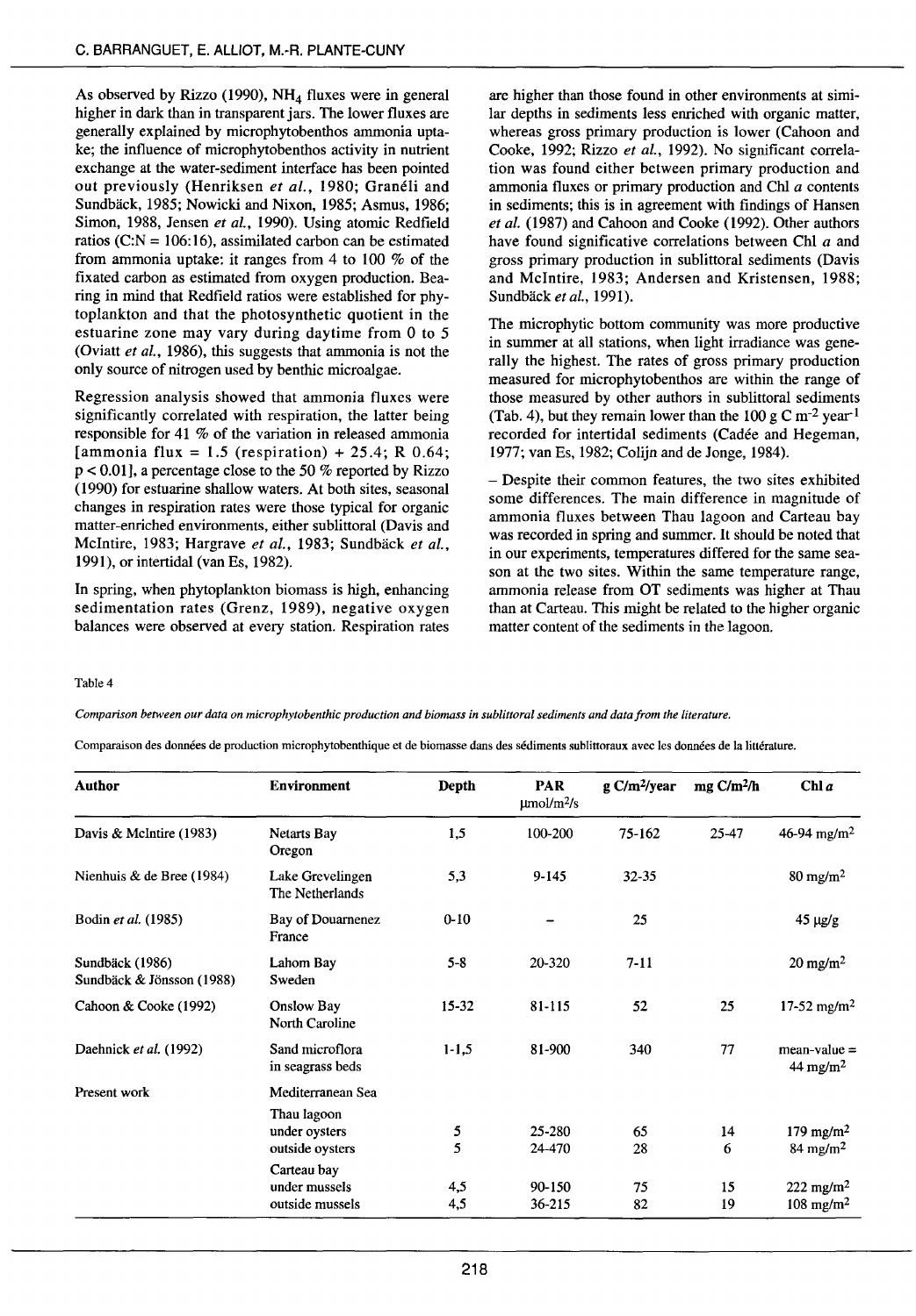As observed by Rizzo (1990), $NH_4$ fluxes were in general higher in dark than in transparent jars. The lower fluxes are generally explained by microphytobenthos ammonia uptake; the influence of microphytobenthos activity in nutrient exchange at the water-sediment interface has been pointed out previously (Henriksen *et al.*, 1980; Granéli and Sundbäck, 1985; Nowicki and Nixon, 1985; Asmus, 1986; Simon, 1988, Jensen *et al.*, 1990). Using atomic Redfield ratios (C:N = 106:16), assimilated carbon can be estimated from ammonia uptake: it ranges from 4 to 100 % of the fixated carbon as estimated from oxygen production. Bearing in mind that Redfield ratios were established for phytoplankton and that the photosynthetic quotient in the estuarine zone may vary during daytime from 0 to 5 (Oviatt *et al.*, 1986), this suggests that ammonia is not the only source of nitrogen used by benthic microalgae.

Regression analysis showed that ammonia fluxes were significantly correlated with respiration, the latter being responsible for 41 % of the variation in released ammonia [ammonia flux = 1.5 (respiration) + 25.4; R 0.64; $p < 0.01$], a percentage close to the 50 % reported by Rizzo (1990) for estuarine shallow waters. At both sites, seasonal changes in respiration rates were those typical for organic matter-enriched environments, either sublittoral (Davis and McIntire, 1983; Hargrave *et al.*, 1983; Sundbäck *et al.*, 1991), or intertidal (van Es, 1982).

In spring, when phytoplankton biomass is high, enhancing sedimentation rates (Grenz, 1989), negative oxygen balances were observed at every station. Respiration rates are higher than those found in other environments at similar depths in sediments less enriched with organic matter, whereas gross primary production is lower (Cahoon and Cooke, 1992; Rizzo *et al.*, 1992). No significant correlation was found either between primary production and ammonia fluxes or primary production and Chl *a* contents in sediments; this is in agreement with findings of Hansen *et al.* (1987) and Cahoon and Cooke (1992). Other authors have found significative correlations between Chl *a* and gross primary production in sublittoral sediments (Davis and McIntire, 1983; Andersen and Kristensen, 1988; Sundbäck *et al.*, 1991).

The microphytic bottom community was more productive in summer at all stations, when light irradiance was generally the highest. The rates of gross primary production measured for microphytobenthos are within the range of those measured by other authors in sublittoral sediments (Tab. 4), but they remain lower than the 100 g C $m^{-2}$ $year^{-1}$ recorded for intertidal sediments (Cadée and Hegeman, 1977; van Es, 1982; Colijn and de Jonge, 1984).

– Despite their common features, the two sites exhibited some differences. The main difference in magnitude of ammonia fluxes between Thau lagoon and Carteau bay was recorded in spring and summer. It should be noted that in our experiments, temperatures differed for the same season at the two sites. Within the same temperature range, ammonia release from OT sediments was higher at Thau than at Carteau. This might be related to the higher organic matter content of the sediments in the lagoon.

Table 4

*Comparison between our data on microphytobenthic production and biomass in sublittoral sediments and data from the literature.*

Comparaison des données de production microphytobenthique et de biomasse dans des sédiments sublittoraux avec les données de la littérature.

| Author | Environment | Depth | PAR µmol/m²/s | g C/m²/year | mg C/m²/h | Chl *a* |
|---|---|---|---|---|---|---|
| Davis & McIntire (1983) | Netarts Bay Oregon | 1,5 | 100-200 | 75-162 | 25-47 | 46-94 mg/m² |
| Nienhuis & de Bree (1984) | Lake Grevelingen The Netherlands | 5,3 | 9-145 | 32-35 | | 80 mg/m² |
| Bodin *et al.* (1985) | Bay of Douarnenez France | 0-10 | – | 25 | | 45 µg/g |
| Sundbäck (1986) Sundbäck & Jönsson (1988) | Lahom Bay Sweden | 5-8 | 20-320 | 7-11 | | 20 mg/m² |
| Cahoon & Cooke (1992) | Onslow Bay North Caroline | 15-32 | 81-115 | 52 | 25 | 17-52 mg/m² |
| Daehnick *et al.* (1992) | Sand microflora in seagrass beds | 1-1,5 | 81-900 | 340 | 77 | mean-value = 44 mg/m² |
| Present work | Mediterranean Sea | | | | | |
| | Thau lagoon | | | | | |
| | under oysters | 5 | 25-280 | 65 | 14 | 179 mg/m² |
| | outside oysters | 5 | 24-470 | 28 | 6 | 84 mg/m² |
| | Carteau bay | | | | | |
| | under mussels | 4,5 | 90-150 | 75 | 15 | 222 mg/m² |
| | outside mussels | 4,5 | 36-215 | 82 | 19 | 108 mg/m² |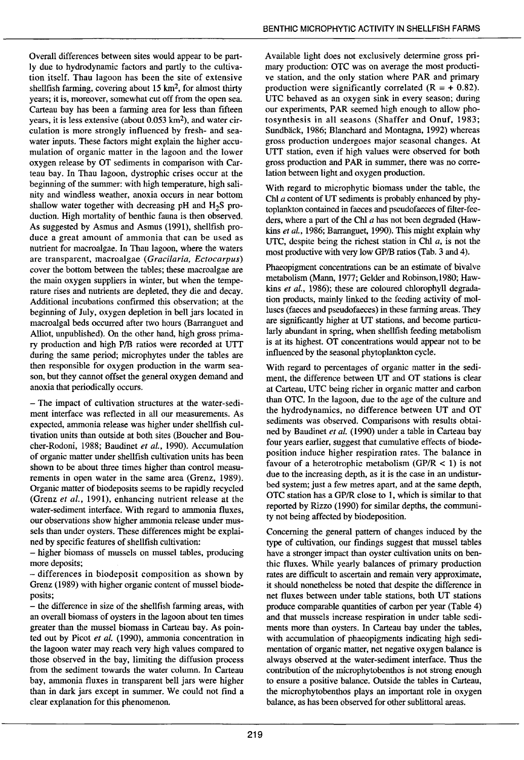Overall differences between sites would appear to be partly due to hydrodynamic factors and partly to the cultivation itself. Thau lagoon has been the site of extensive shellfish farming, covering about 15 $km^2$, for almost thirty years; it is, moreover, somewhat cut off from the open sea. Carteau bay has been a farming area for less than fifteen years, it is less extensive (about 0.053 $km^2$), and water circulation is more strongly influenced by fresh- and seawater inputs. These factors might explain the higher accumulation of organic matter in the lagoon and the lower oxygen release by OT sediments in comparison with Carteau bay. In Thau lagoon, dystrophic crises occur at the beginning of the summer: with high temperature, high salinity and windless weather, anoxia occurs in near bottom shallow water together with decreasing pH and $H_2S$ production. High mortality of benthic fauna is then observed. As suggested by Asmus and Asmus (1991), shellfish produce a great amount of ammonia that can be used as nutrient for macroalgae. In Thau lagoon, where the waters are transparent, macroalgae (*Gracilaria, Ectocarpus*) cover the bottom between the tables; these macroalgae are the main oxygen suppliers in winter, but when the temperature rises and nutrients are depleted, they die and decay. Additional incubations confirmed this observation; at the beginning of July, oxygen depletion in bell jars located in macroalgal beds occurred after two hours (Barranguet and Alliot, unpublished). On the other hand, high gross primary production and high P/B ratios were recorded at UTT during the same period; microphytes under the tables are then responsible for oxygen production in the warm season, but they cannot offset the general oxygen demand and anoxia that periodically occurs.

– The impact of cultivation structures at the water-sediment interface was reflected in all our measurements. As expected, ammonia release was higher under shellfish cultivation units than outside at both sites (Boucher and Boucher-Rodoni, 1988; Baudinet *et al.*, 1990). Accumulation of organic matter under shellfish cultivation units has been shown to be about three times higher than control measurements in open water in the same area (Grenz, 1989). Organic matter of biodeposits seems to be rapidly recycled (Grenz *et al.*, 1991), enhancing nutrient release at the water-sediment interface. With regard to ammonia fluxes, our observations show higher ammonia release under mussels than under oysters. These differences might be explained by specific features of shellfish cultivation:

– higher biomass of mussels on mussel tables, producing more deposits;

– differences in biodeposit composition as shown by Grenz (1989) with higher organic content of mussel biodeposits;

– the difference in size of the shellfish farming areas, with an overall biomass of oysters in the lagoon about ten times greater than the mussel biomass in Carteau bay. As pointed out by Picot *et al.* (1990), ammonia concentration in the lagoon water may reach very high values compared to those observed in the bay, limiting the diffusion process from the sediment towards the water column. In Carteau bay, ammonia fluxes in transparent bell jars were higher than in dark jars except in summer. We could not find a clear explanation for this phenomenon.

Available light does not exclusively determine gross primary production: OTC was on average the most productive station, and the only station where PAR and primary production were significantly correlated ($R = +0.82$). UTC behaved as an oxygen sink in every season; during our experiments, PAR seemed high enough to allow photosynthesis in all seasons (Shaffer and Onuf, 1983; Sundbäck, 1986; Blanchard and Montagna, 1992) whereas gross production undergoes major seasonal changes. At UTT station, even if high values were observed for both gross production and PAR in summer, there was no correlation between light and oxygen production.

With regard to microphytic biomass under the table, the Chl *a* content of UT sediments is probably enhanced by phytoplankton contained in faeces and pseudofaeces of filter-feeders, where a part of the Chl *a* has not been degraded (Hawkins *et al.*, 1986; Barranguet, 1990). This might explain why UTC, despite being the richest station in Chl *a*, is not the most productive with very low GP/B ratios (Tab. 3 and 4).

Phaeopigment concentrations can be an estimate of bivalve metabolism (Mann, 1977; Gelder and Robinson,1980; Hawkins *et al.*, 1986); these are coloured chlorophyll degradation products, mainly linked to the feeding activity of molluscs (faeces and pseudofaeces) in these farming areas. They are significantly higher at UT stations, and become particularly abundant in spring, when shellfish feeding metabolism is at its highest. OT concentrations would appear not to be influenced by the seasonal phytoplankton cycle.

With regard to percentages of organic matter in the sediment, the difference between UT and OT stations is clear at Carteau, UTC being richer in organic matter and carbon than OTC. In the lagoon, due to the age of the culture and the hydrodynamics, no difference between UT and OT sediments was observed. Comparisons with results obtained by Baudinet *et al.* (1990) under a table in Carteau bay four years earlier, suggest that cumulative effects of biodeposition induce higher respiration rates. The balance in favour of a heterotrophic metabolism (GP/R < 1) is not due to the increasing depth, as it is the case in an undisturbed system; just a few metres apart, and at the same depth, OTC station has a GP/R close to 1, which is similar to that reported by Rizzo (1990) for similar depths, the community not being affected by biodeposition.

Concerning the general pattern of changes induced by the type of cultivation, our findings suggest that mussel tables have a stronger impact than oyster cultivation units on benthic fluxes. While yearly balances of primary production rates are difficult to ascertain and remain very approximate, it should nonetheless be noted that despite the difference in net fluxes between under table stations, both UT stations produce comparable quantities of carbon per year (Table 4) and that mussels increase respiration in under table sediments more than oysters. In Carteau bay under the tables, with accumulation of phaeopigments indicating high sedimentation of organic matter, net negative oxygen balance is always observed at the water-sediment interface. Thus the contribution of the microphytobenthos is not strong enough to ensure a positive balance. Outside the tables in Carteau, the microphytobenthos plays an important role in oxygen balance, as has been observed for other sublittoral areas.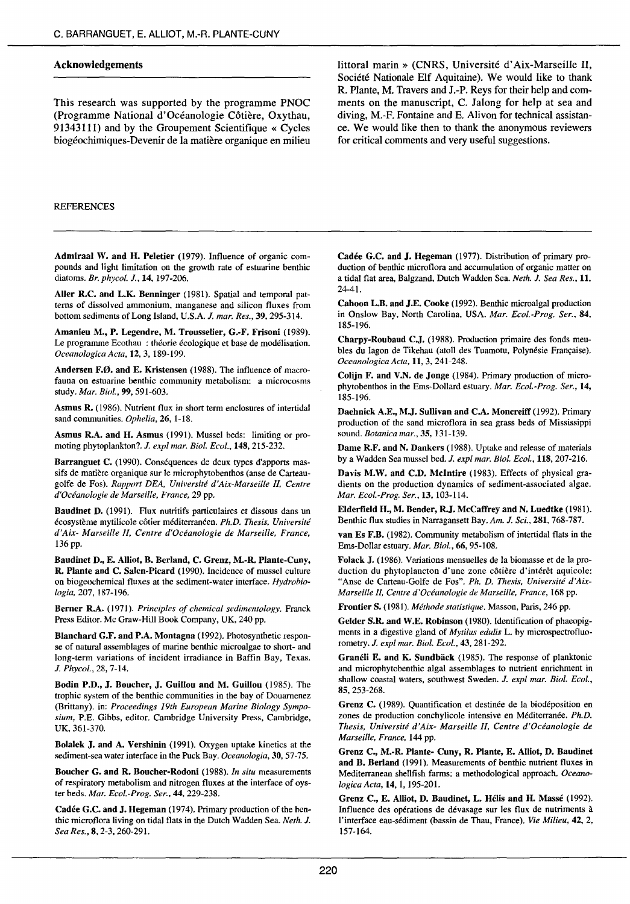## Acknowledgements

This research was supported by the programme PNOC (Programme National d'Océanologie Côtière, Oxythau, 91343111) and by the Groupement Scientifique « Cycles biogéochimiques-Devenir de la matière organique en milieu littoral marin » (CNRS, Université d'Aix-Marseille II, Société Nationale Elf Aquitaine). We would like to thank R. Plante, M. Travers and J.-P. Reys for their help and comments on the manuscript, C. Jalong for help at sea and diving, M.-F. Fontaine and E. Alivon for technical assistance. We would like then to thank the anonymous reviewers for critical comments and very useful suggestions.

## REFERENCES

**Admiraal W. and H. Peletier** (1979). Influence of organic compounds and light limitation on the growth rate of estuarine benthic diatoms. *Br. phycol. J.*, **14**, 197-206.

**Aller R.C. and L.K. Benninger** (1981). Spatial and temporal patterns of dissolved ammonium, manganese and silicon fluxes from bottom sediments of Long Island, U.S.A. *J. mar. Res.*, **39**, 295-314.

**Amanieu M., P. Legendre, M. Troussellier, G.-F. Frisoni** (1989). Le programme Ecothau : théorie écologique et base de modélisation. *Oceanologica Acta*, **12**, 3, 189-199.

**Andersen F.Ø. and E. Kristensen** (1988). The influence of macrofauna on estuarine benthic community metabolism: a microcosms study. *Mar. Biol.*, **99**, 591-603.

**Asmus R.** (1986). Nutrient flux in short term enclosures of intertidal sand communities. *Ophelia*, **26**, 1-18.

**Asmus R.A. and H. Asmus** (1991). Mussel beds: limiting or promoting phytoplankton?. *J. expl mar. Biol. Ecol.*, **148**, 215-232.

**Barranguet C.** (1990). Conséquences de deux types d'apports massifs de matière organique sur le microphytobenthos (anse de Carteau-golfe de Fos). *Rapport DEA, Université d'Aix-Marseille II, Centre d'Océanologie de Marseille, France*, 29 pp.

**Baudinet D.** (1991). Flux nutritifs particulaires et dissous dans un écosystème mytilicole côtier méditerranéen. *Ph.D. Thesis, Université d'Aix- Marseille II, Centre d'Océanologie de Marseille, France*, 136 pp.

**Baudinet D., E. Alliot, B. Berland, C. Grenz, M.-R. Plante-Cuny, R. Plante and C. Salen-Picard** (1990). Incidence of mussel culture on biogeochemical fluxes at the sediment-water interface. *Hydrobiologia*, 207, 187-196.

**Berner R.A.** (1971). *Principles of chemical sedimentology*. Franck Press Editor. Mc Graw-Hill Book Company, UK, 240 pp.

**Blanchard G.F. and P.A. Montagna** (1992). Photosynthetic response of natural assemblages of marine benthic microalgae to short- and long-term variations of incident irradiance in Baffin Bay, Texas. *J. Phycol.*, 28, 7-14.

**Bodin P.D., J. Boucher, J. Guillou and M. Guillou** (1985). The trophic system of the benthic communities in the bay of Douarnenez (Brittany). in: *Proceedings 19th European Marine Biology Symposium*, P.E. Gibbs, editor. Cambridge University Press, Cambridge, UK, 361-370.

**Bolalek J. and A. Vershinin** (1991). Oxygen uptake kinetics at the sediment-sea water interface in the Puck Bay. *Oceanologia*, **30**, 57-75.

**Boucher G. and R. Boucher-Rodoni** (1988). *In situ* measurements of respiratory metabolism and nitrogen fluxes at the interface of oyster beds. *Mar. Ecol.-Prog. Ser.*, **44**, 229-238.

**Cadée G.C. and J. Hegeman** (1974). Primary production of the benthic microflora living on tidal flats in the Dutch Wadden Sea. *Neth. J. Sea Res.*, **8**, 2-3, 260-291.

**Cadée G.C. and J. Hegeman** (1977). Distribution of primary production of benthic microflora and accumulation of organic matter on a tidal flat area, Balgzand, Dutch Wadden Sea. *Neth. J. Sea Res.*, **11**, 24-41.

**Cahoon L.B. and J.E. Cooke** (1992). Benthic microalgal production in Onslow Bay, North Carolina, USA. *Mar. Ecol.-Prog. Ser.*, **84**, 185-196.

**Charpy-Roubaud C.J.** (1988). Production primaire des fonds meubles du lagon de Tikehau (atoll des Tuamotu, Polynésie Française). *Oceanologica Acta*, **11**, 3, 241-248.

**Colijn F. and V.N. de Jonge** (1984). Primary production of microphytobenthos in the Ems-Dollard estuary. *Mar. Ecol.-Prog. Ser.*, **14**, 185-196.

**Daehnick A.E., M.J. Sullivan and C.A. Moncreiff** (1992). Primary production of the sand microflora in sea grass beds of Mississippi sound. *Botanica mar.*, **35**, 131-139.

**Dame R.F. and N. Dankers** (1988). Uptake and release of materials by a Wadden Sea mussel bed. *J. expl mar. Biol. Ecol.*, **118**, 207-216.

**Davis M.W. and C.D. McIntire** (1983). Effects of physical gradients on the production dynamics of sediment-associated algae. *Mar. Ecol.-Prog. Ser.*, **13**, 103-114.

**Elderfield H., M. Bender, R.J. McCaffrey and N. Luedtke** (1981). Benthic flux studies in Narragansett Bay. *Am. J. Sci.*, **281**, 768-787.

**van Es F.B.** (1982). Community metabolism of intertidal flats in the Ems-Dollar estuary. *Mar. Biol.*, **66**, 95-108.

**Folack J.** (1986). Variations mensuelles de la biomasse et de la production du phytoplancton d'une zone côtière d'intérêt aquicole: "Anse de Carteau-Golfe de Fos". *Ph. D. Thesis, Université d'Aix-Marseille II, Centre d'Océanologie de Marseille, France*, 168 pp.

**Frontier S.** (1981). *Méthode statistique*. Masson, Paris, 246 pp.

**Gelder S.R. and W.E. Robinson** (1980). Identification of phaeopigments in a digestive gland of *Mytilus edulis* L. by microspectrofluorometry. *J. expl mar. Biol. Ecol.*, **43**, 281-292.

**Granéli E. and K. Sundbäck** (1985). The response of planktonic and microphytobenthic algal assemblages to nutrient enrichment in shallow coastal waters, southwest Sweden. *J. expl mar. Biol. Ecol.*, **85**, 253-268.

**Grenz C.** (1989). Quantification et destinée de la biodéposition en zones de production conchylicole intensive en Méditerranée. *Ph.D. Thesis, Université d'Aix- Marseille II, Centre d'Océanologie de Marseille, France*, 144 pp.

**Grenz C., M.-R. Plante- Cuny, R. Plante, E. Alliot, D. Baudinet and B. Berland** (1991). Measurements of benthic nutrient fluxes in Mediterranean shellfish farms: a methodological approach. *Oceanologica Acta*, **14**, 1, 195-201.

**Grenz C., E. Alliot, D. Baudinet, L. Hélis and H. Massé** (1992). Influence des opérations de dévasage sur les flux de nutriments à l'interface eau-sédiment (bassin de Thau, France). *Vie Milieu*, **42**, 2, 157-164.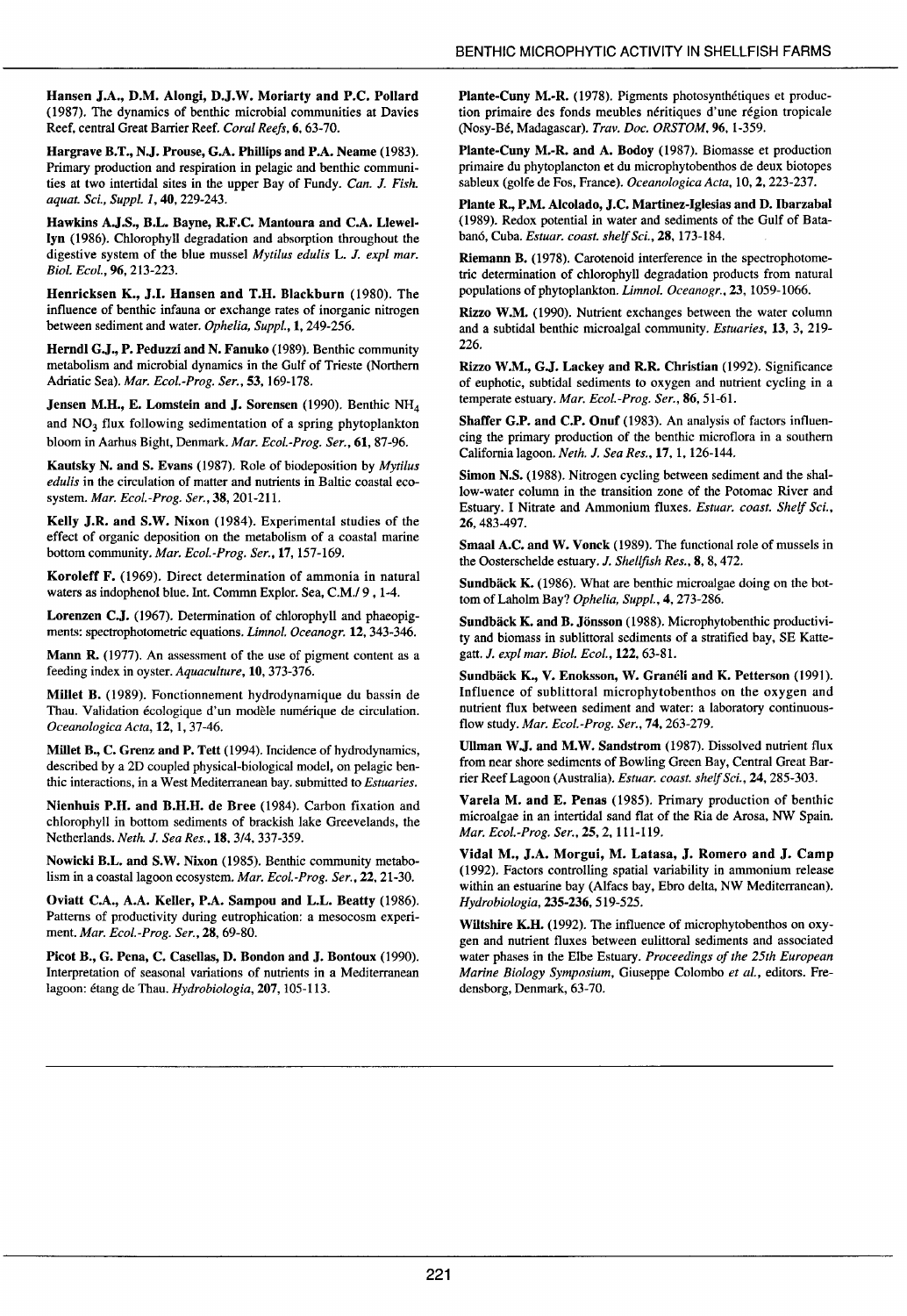**Hansen J.A., D.M. Alongi, D.J.W. Moriarty and P.C. Pollard** (1987). The dynamics of benthic microbial communities at Davies Reef, central Great Barrier Reef. *Coral Reefs*, **6**, 63-70.

**Hargrave B.T., N.J. Prouse, G.A. Phillips and P.A. Neame** (1983). Primary production and respiration in pelagic and benthic communities at two intertidal sites in the upper Bay of Fundy. *Can. J. Fish. aquat. Sci., Suppl. 1*, **40**, 229-243.

**Hawkins A.J.S., B.L. Bayne, R.F.C. Mantoura and C.A. Llewellyn** (1986). Chlorophyll degradation and absorption throughout the digestive system of the blue mussel *Mytilus edulis* L. *J. expl mar. Biol. Ecol.*, **96**, 213-223.

**Henricksen K., J.I. Hansen and T.H. Blackburn** (1980). The influence of benthic infauna or exchange rates of inorganic nitrogen between sediment and water. *Ophelia, Suppl.*, **1**, 249-256.

**Herndl G.J., P. Peduzzi and N. Fanuko** (1989). Benthic community metabolism and microbial dynamics in the Gulf of Trieste (Northern Adriatic Sea). *Mar. Ecol.-Prog. Ser.*, **53**, 169-178.

**Jensen M.H., E. Lomstein and J. Sorensen** (1990). Benthic $NH_4$ and $NO_3$ flux following sedimentation of a spring phytoplankton bloom in Aarhus Bight, Denmark. *Mar. Ecol.-Prog. Ser.*, **61**, 87-96.

**Kautsky N. and S. Evans** (1987). Role of biodeposition by *Mytilus edulis* in the circulation of matter and nutrients in Baltic coastal ecosystem. *Mar. Ecol.-Prog. Ser.*, **38**, 201-211.

**Kelly J.R. and S.W. Nixon** (1984). Experimental studies of the effect of organic deposition on the metabolism of a coastal marine bottom community. *Mar. Ecol.-Prog. Ser.*, **17**, 157-169.

**Koroleff F.** (1969). Direct determination of ammonia in natural waters as indophenol blue. Int. Commn Explor. Sea, C.M./ 9 , 1-4.

**Lorenzen C.J.** (1967). Determination of chlorophyll and phaeopigments: spectrophotometric equations. *Limnol. Oceanogr.* **12**, 343-346.

**Mann R.** (1977). An assessment of the use of pigment content as a feeding index in oyster. *Aquaculture*, **10**, 373-376.

**Millet B.** (1989). Fonctionnement hydrodynamique du bassin de Thau. Validation écologique d'un modèle numérique de circulation. *Oceanologica Acta*, **12**, 1, 37-46.

**Millet B., C. Grenz and P. Tett** (1994). Incidence of hydrodynamics, described by a 2D coupled physical-biological model, on pelagic benthic interactions, in a West Mediterranean bay. submitted to *Estuaries*.

**Nienhuis P.H. and B.H.H. de Bree** (1984). Carbon fixation and chlorophyll in bottom sediments of brackish lake Greevelands, the Netherlands. *Neth. J. Sea Res.*, **18**, 3/4, 337-359.

**Nowicki B.L. and S.W. Nixon** (1985). Benthic community metabolism in a coastal lagoon ecosystem. *Mar. Ecol.-Prog. Ser.*, **22**, 21-30.

**Oviatt C.A., A.A. Keller, P.A. Sampou and L.L. Beatty** (1986). Patterns of productivity during eutrophication: a mesocosm experiment. *Mar. Ecol.-Prog. Ser.*, **28**, 69-80.

**Picot B., G. Pena, C. Casellas, D. Bondon and J. Bontoux** (1990). Interpretation of seasonal variations of nutrients in a Mediterranean lagoon: étang de Thau. *Hydrobiologia*, **207**, 105-113.

**Plante-Cuny M.-R.** (1978). Pigments photosynthétiques et production primaire des fonds meubles néritiques d'une région tropicale (Nosy-Bé, Madagascar). *Trav. Doc. ORSTOM*, **96**, 1-359.

**Plante-Cuny M.-R. and A. Bodoy** (1987). Biomasse et production primaire du phytoplancton et du microphytobenthos de deux biotopes sableux (golfe de Fos, France). *Oceanologica Acta*, **10**, **2**, 223-237.

**Plante R., P.M. Alcolado, J.C. Martinez-Iglesias and D. Ibarzabal** (1989). Redox potential in water and sediments of the Gulf of Batabanó, Cuba. *Estuar. coast. shelf Sci.*, **28**, 173-184.

**Riemann B.** (1978). Carotenoid interference in the spectrophotometric determination of chlorophyll degradation products from natural populations of phytoplankton. *Limnol. Oceanogr.*, **23**, 1059-1066.

**Rizzo W.M.** (1990). Nutrient exchanges between the water column and a subtidal benthic microalgal community. *Estuaries*, **13**, 3, 219-226.

**Rizzo W.M., G.J. Lackey and R.R. Christian** (1992). Significance of euphotic, subtidal sediments to oxygen and nutrient cycling in a temperate estuary. *Mar. Ecol.-Prog. Ser.*, **86**, 51-61.

**Shaffer G.P. and C.P. Onuf** (1983). An analysis of factors influencing the primary production of the benthic microflora in a southern California lagoon. *Neth. J. Sea Res.*, **17**, 1, 126-144.

**Simon N.S.** (1988). Nitrogen cycling between sediment and the shallow-water column in the transition zone of the Potomac River and Estuary. I Nitrate and Ammonium fluxes. *Estuar. coast. Shelf Sci.*, **26**, 483-497.

**Smaal A.C. and W. Vonck** (1989). The functional role of mussels in the Oosterschelde estuary. *J. Shellfish Res.*, **8**, 8, 472.

**Sundbäck K.** (1986). What are benthic microalgae doing on the bottom of Laholm Bay? *Ophelia, Suppl.*, **4**, 273-286.

**Sundbäck K. and B. Jönsson** (1988). Microphytobenthic productivity and biomass in sublittoral sediments of a stratified bay, SE Kattegatt. *J. expl mar. Biol. Ecol.*, **122**, 63-81.

**Sundbäck K., V. Enoksson, W. Granéli and K. Petterson** (1991). Influence of sublittoral microphytobenthos on the oxygen and nutrient flux between sediment and water: a laboratory continuous-flow study. *Mar. Ecol.-Prog. Ser.*, **74**, 263-279.

**Ullman W.J. and M.W. Sandstrom** (1987). Dissolved nutrient flux from near shore sediments of Bowling Green Bay, Central Great Barrier Reef Lagoon (Australia). *Estuar. coast. shelf Sci.*, **24**, 285-303.

**Varela M. and E. Penas** (1985). Primary production of benthic microalgae in an intertidal sand flat of the Ria de Arosa, NW Spain. *Mar. Ecol.-Prog. Ser.*, **25**, 2, 111-119.

**Vidal M., J.A. Morgui, M. Latasa, J. Romero and J. Camp** (1992). Factors controlling spatial variability in ammonium release within an estuarine bay (Alfacs bay, Ebro delta, NW Mediterranean). *Hydrobiologia*, **235-236**, 519-525.

**Wiltshire K.H.** (1992). The influence of microphytobenthos on oxygen and nutrient fluxes between eulittoral sediments and associated water phases in the Elbe Estuary. *Proceedings of the 25th European Marine Biology Symposium*, Giuseppe Colombo *et al.*, editors. Fredensborg, Denmark, 63-70.